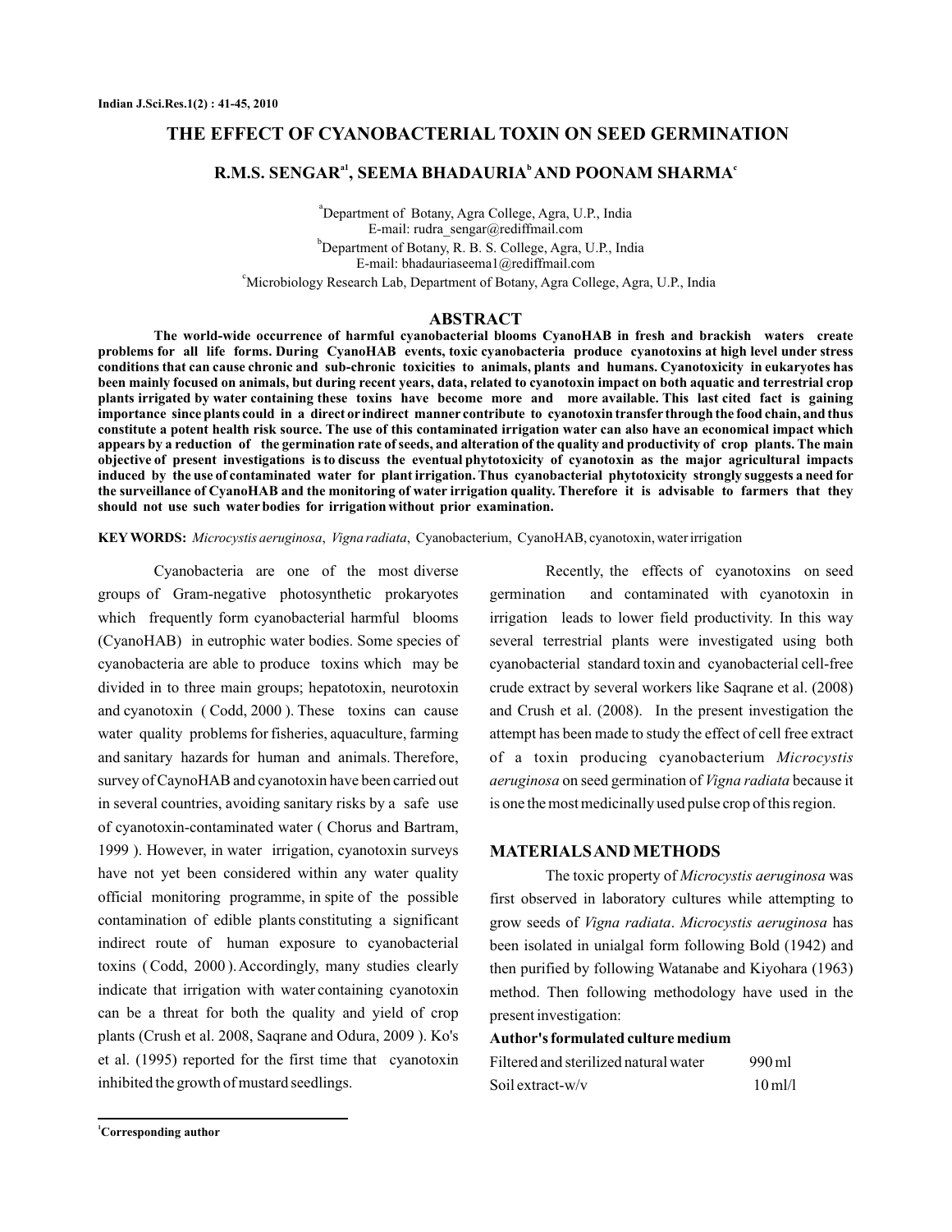# THE EFFECT OF CYANOBACTERIAL TOXIN ON SEED GERMINATION

**R.M.S. SENGAR[a1], SEEMA BHADAURIA[b] AND POONAM SHARMA[c]**

[a]Department of Botany, Agra College, Agra, U.P., India
E-mail: rudra_sengar@rediffmail.com

[b]Department of Botany, R. B. S. College, Agra, U.P., India
E-mail: bhadauriaseema1@rediffmail.com

[c]Microbiology Research Lab, Department of Botany, Agra College, Agra, U.P., India

## ABSTRACT

**The world-wide occurrence of harmful cyanobacterial blooms CyanoHAB in fresh and brackish waters create problems for all life forms. During CyanoHAB events, toxic cyanobacteria produce cyanotoxins at high level under stress conditions that can cause chronic and sub-chronic toxicities to animals, plants and humans. Cyanotoxicity in eukaryotes has been mainly focused on animals, but during recent years, data, related to cyanotoxin impact on both aquatic and terrestrial crop plants irrigated by water containing these toxins have become more and more available. This last cited fact is gaining importance since plants could in a direct or indirect manner contribute to cyanotoxin transfer through the food chain, and thus constitute a potent health risk source. The use of this contaminated irrigation water can also have an economical impact which appears by a reduction of the germination rate of seeds, and alteration of the quality and productivity of crop plants. The main objective of present investigations is to discuss the eventual phytotoxicity of cyanotoxin as the major agricultural impacts induced by the use of contaminated water for plant irrigation. Thus cyanobacterial phytotoxicity strongly suggests a need for the surveillance of CyanoHAB and the monitoring of water irrigation quality. Therefore it is advisable to farmers that they should not use such water bodies for irrigation without prior examination.**

**KEY WORDS:** *Microcystis aeruginosa*, *Vigna radiata*, Cyanobacterium, CyanoHAB, cyanotoxin, water irrigation

Cyanobacteria are one of the most diverse groups of Gram-negative photosynthetic prokaryotes which frequently form cyanobacterial harmful blooms (CyanoHAB) in eutrophic water bodies. Some species of cyanobacteria are able to produce toxins which may be divided in to three main groups; hepatotoxin, neurotoxin and cyanotoxin ( Codd, 2000 ). These toxins can cause water quality problems for fisheries, aquaculture, farming and sanitary hazards for human and animals. Therefore, survey of CaynoHAB and cyanotoxin have been carried out in several countries, avoiding sanitary risks by a safe use of cyanotoxin-contaminated water ( Chorus and Bartram, 1999 ). However, in water irrigation, cyanotoxin surveys have not yet been considered within any water quality official monitoring programme, in spite of the possible contamination of edible plants constituting a significant indirect route of human exposure to cyanobacterial toxins ( Codd, 2000 ). Accordingly, many studies clearly indicate that irrigation with water containing cyanotoxin can be a threat for both the quality and yield of crop plants (Crush et al. 2008, Saqrane and Odura, 2009 ). Ko's et al. (1995) reported for the first time that cyanotoxin inhibited the growth of mustard seedlings.

Recently, the effects of cyanotoxins on seed germination and contaminated with cyanotoxin in irrigation leads to lower field productivity. In this way several terrestrial plants were investigated using both cyanobacterial standard toxin and cyanobacterial cell-free crude extract by several workers like Saqrane et al. (2008) and Crush et al. (2008). In the present investigation the attempt has been made to study the effect of cell free extract of a toxin producing cyanobacterium *Microcystis aeruginosa* on seed germination of *Vigna radiata* because it is one the most medicinally used pulse crop of this region.

## MATERIALS AND METHODS

The toxic property of *Microcystis aeruginosa* was first observed in laboratory cultures while attempting to grow seeds of *Vigna radiata*. *Microcystis aeruginosa* has been isolated in unialgal form following Bold (1942) and then purified by following Watanabe and Kiyohara (1963) method. Then following methodology have used in the present investigation:

**Author's formulated culture medium**

| | |
|---|---|
| Filtered and sterilized natural water | 990 ml |
| Soil extract-w/v | 10 ml/l |

[1]Corresponding author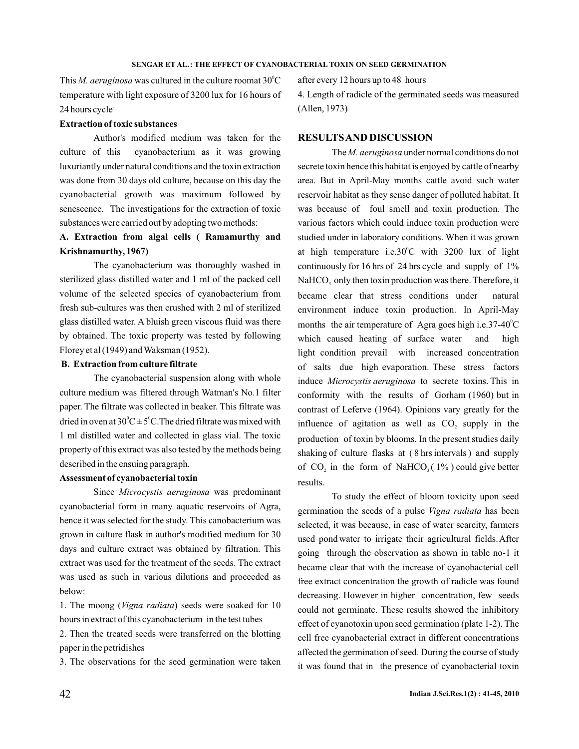This *M. aeruginosa* was cultured in the culture roomat $30^0C$ temperature with light exposure of 3200 lux for 16 hours of 24 hours cycle.

### Extraction of toxic substances

Author's modified medium was taken for the culture of this cyanobacterium as it was growing luxuriantly under natural conditions and the toxin extraction was done from 30 days old culture, because on this day the cyanobacterial growth was maximum followed by senescence. The investigations for the extraction of toxic substances were carried out by adopting two methods:

### A. Extraction from algal cells ( Ramamurthy and Krishnamurthy, 1967)

The cyanobacterium was thoroughly washed in sterilized glass distilled water and 1 ml of the packed cell volume of the selected species of cyanobacterium from fresh sub-cultures was then crushed with 2 ml of sterilized glass distilled water. A bluish green viscous fluid was there by obtained. The toxic property was tested by following Florey et al (1949) and Waksman (1952).

### B. Extraction from culture filtrate

The cyanobacterial suspension along with whole culture medium was filtered through Watman's No.1 filter paper. The filtrate was collected in beaker. This filtrate was dried in oven at $30^0C \pm 5^0C$. The dried filtrate was mixed with 1 ml distilled water and collected in glass vial. The toxic property of this extract was also tested by the methods being described in the ensuing paragraph.

### Assessment of cyanobacterial toxin

Since *Microcystis aeruginosa* was predominant cyanobacterial form in many aquatic reservoirs of Agra, hence it was selected for the study. This canobacterium was grown in culture flask in author's modified medium for 30 days and culture extract was obtained by filtration. This extract was used for the treatment of the seeds. The extract was used as such in various dilutions and proceeded as below:

1. The moong (*Vigna radiata*) seeds were soaked for 10 hours in extract of this cyanobacterium in the test tubes
2. Then the treated seeds were transferred on the blotting paper in the petridishes
3. The observations for the seed germination were taken after every 12 hours up to 48 hours
4. Length of radicle of the germinated seeds was measured (Allen, 1973)

## RESULTS AND DISCUSSION

The *M. aeruginosa* under normal conditions do not secrete toxin hence this habitat is enjoyed by cattle of nearby area. But in April-May months cattle avoid such water reservoir habitat as they sense danger of polluted habitat. It was because of foul smell and toxin production. The various factors which could induce toxin production were studied under in laboratory conditions. When it was grown at high temperature i.e.$30^0C$ with 3200 lux of light continuously for 16 hrs of 24 hrs cycle and supply of 1% $NaHCO_3$ only then toxin production was there. Therefore, it became clear that stress conditions under natural environment induce toxin production. In April-May months the air temperature of Agra goes high i.e.37-$40^0C$ which caused heating of surface water and high light condition prevail with increased concentration of salts due high evaporation. These stress factors induce *Microcystis aeruginosa* to secrete toxins. This in conformity with the results of Gorham (1960) but in contrast of Leferve (1964). Opinions vary greatly for the influence of agitation as well as $CO_2$ supply in the production of toxin by blooms. In the present studies daily shaking of culture flasks at ( 8 hrs intervals ) and supply of $CO_2$ in the form of $NaHCO_3$ ( 1% ) could give better results.

To study the effect of bloom toxicity upon seed germination the seeds of a pulse *Vigna radiata* has been selected, it was because, in case of water scarcity, farmers used pond water to irrigate their agricultural fields. After going through the observation as shown in table no-1 it became clear that with the increase of cyanobacterial cell free extract concentration the growth of radicle was found decreasing. However in higher concentration, few seeds could not germinate. These results showed the inhibitory effect of cyanotoxin upon seed germination (plate 1-2). The cell free cyanobacterial extract in different concentrations affected the germination of seed. During the course of study it was found that in the presence of cyanobacterial toxin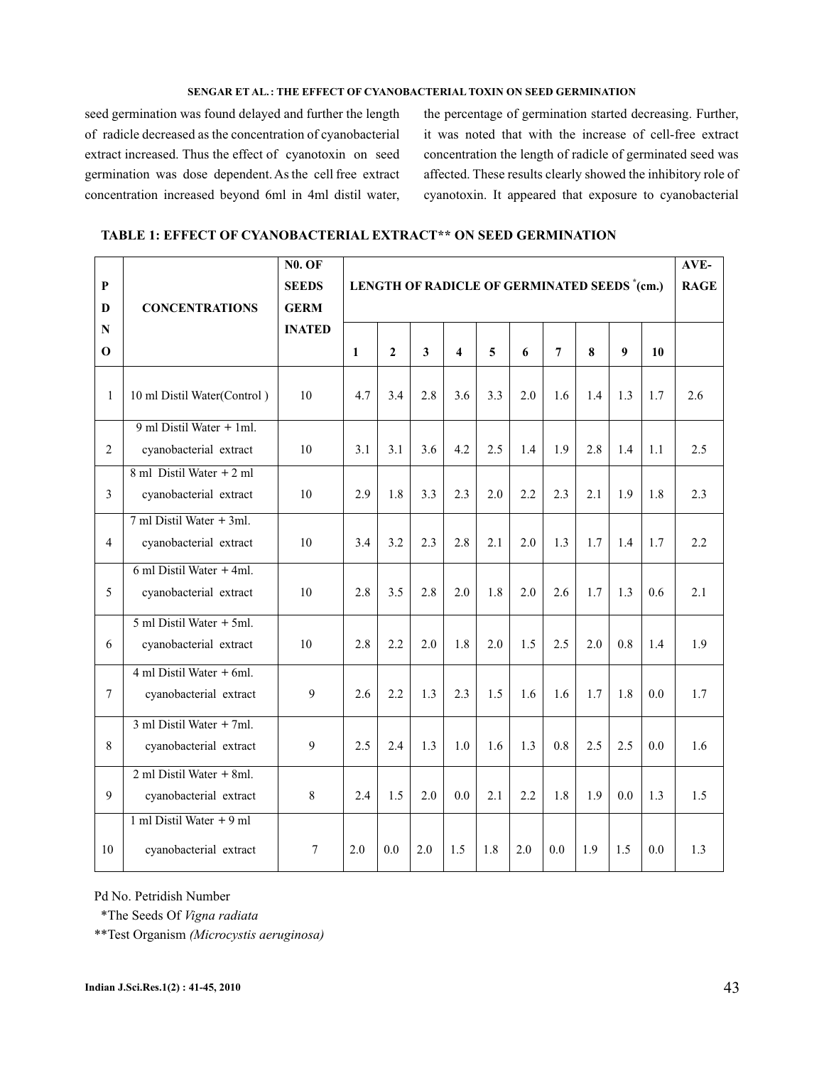seed germination was found delayed and further the length of radicle decreased as the concentration of cyanobacterial extract increased. Thus the effect of cyanotoxin on seed germination was dose dependent. As the cell free extract concentration increased beyond 6ml in 4ml distil water, the percentage of germination started decreasing. Further, it was noted that with the increase of cell-free extract concentration the length of radicle of germinated seed was affected. These results clearly showed the inhibitory role of cyanotoxin. It appeared that exposure to cyanobacterial

**TABLE 1: EFFECT OF CYANOBACTERIAL EXTRACT** ON SEED GERMINATION**

| PD NO | CONCENTRATIONS | N0. OF SEEDS GERMINATED | LENGTH OF RADICLE OF GERMINATED SEEDS *(cm.) | | | | | | | | | | AVERAGE |
|---|---|---|---|---|---|---|---|---|---|---|---|---|---|
| | | | 1 | 2 | 3 | 4 | 5 | 6 | 7 | 8 | 9 | 10 | |
| 1 | 10 ml Distil Water(Control ) | 10 | 4.7 | 3.4 | 2.8 | 3.6 | 3.3 | 2.0 | 1.6 | 1.4 | 1.3 | 1.7 | 2.6 |
| 2 | 9 ml Distil Water + 1ml. cyanobacterial extract | 10 | 3.1 | 3.1 | 3.6 | 4.2 | 2.5 | 1.4 | 1.9 | 2.8 | 1.4 | 1.1 | 2.5 |
| 3 | 8 ml Distil Water + 2 ml cyanobacterial extract | 10 | 2.9 | 1.8 | 3.3 | 2.3 | 2.0 | 2.2 | 2.3 | 2.1 | 1.9 | 1.8 | 2.3 |
| 4 | 7 ml Distil Water + 3ml. cyanobacterial extract | 10 | 3.4 | 3.2 | 2.3 | 2.8 | 2.1 | 2.0 | 1.3 | 1.7 | 1.4 | 1.7 | 2.2 |
| 5 | 6 ml Distil Water + 4ml. cyanobacterial extract | 10 | 2.8 | 3.5 | 2.8 | 2.0 | 1.8 | 2.0 | 2.6 | 1.7 | 1.3 | 0.6 | 2.1 |
| 6 | 5 ml Distil Water + 5ml. cyanobacterial extract | 10 | 2.8 | 2.2 | 2.0 | 1.8 | 2.0 | 1.5 | 2.5 | 2.0 | 0.8 | 1.4 | 1.9 |
| 7 | 4 ml Distil Water + 6ml. cyanobacterial extract | 9 | 2.6 | 2.2 | 1.3 | 2.3 | 1.5 | 1.6 | 1.6 | 1.7 | 1.8 | 0.0 | 1.7 |
| 8 | 3 ml Distil Water + 7ml. cyanobacterial extract | 9 | 2.5 | 2.4 | 1.3 | 1.0 | 1.6 | 1.3 | 0.8 | 2.5 | 2.5 | 0.0 | 1.6 |
| 9 | 2 ml Distil Water + 8ml. cyanobacterial extract | 8 | 2.4 | 1.5 | 2.0 | 0.0 | 2.1 | 2.2 | 1.8 | 1.9 | 0.0 | 1.3 | 1.5 |
| 10 | 1 ml Distil Water + 9 ml cyanobacterial extract | 7 | 2.0 | 0.0 | 2.0 | 1.5 | 1.8 | 2.0 | 0.0 | 1.9 | 1.5 | 0.0 | 1.3 |

Pd No. Petridish Number

*The Seeds Of *Vigna radiata*

**Test Organism *(Microcystis aeruginosa)*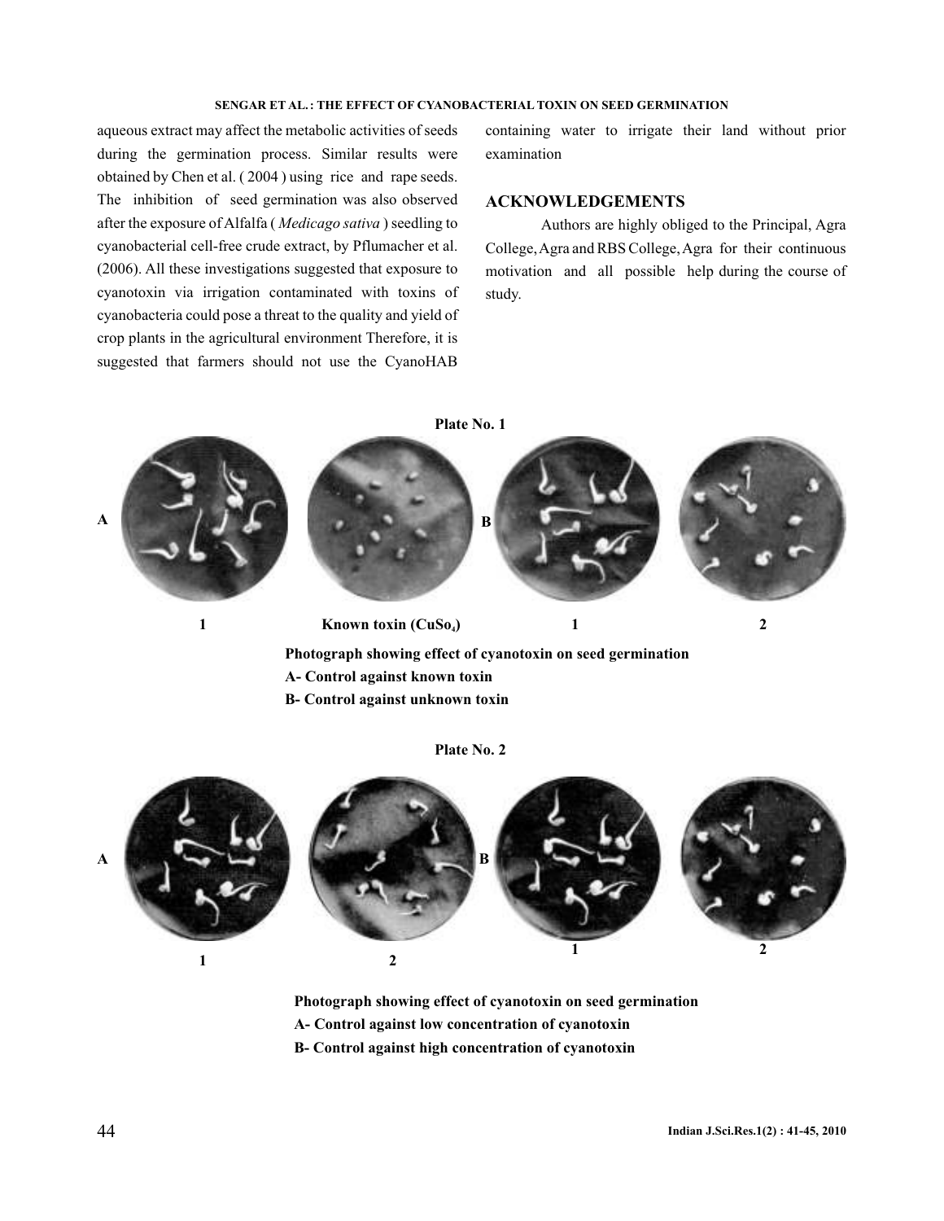aqueous extract may affect the metabolic activities of seeds during the germination process. Similar results were obtained by Chen et al. ( 2004 ) using rice and rape seeds. The inhibition of seed germination was also observed after the exposure of Alfalfa ( *Medicago sativa* ) seedling to cyanobacterial cell-free crude extract, by Pflumacher et al. (2006). All these investigations suggested that exposure to cyanotoxin via irrigation contaminated with toxins of cyanobacteria could pose a threat to the quality and yield of crop plants in the agricultural environment Therefore, it is suggested that farmers should not use the CyanoHAB containing water to irrigate their land without prior examination

## ACKNOWLEDGEMENTS

Authors are highly obliged to the Principal, Agra College, Agra and RBS College, Agra for their continuous motivation and all possible help during the course of study.

**Plate No. 1**

**A** 1 — Known toxin ($CuSo_4$) **B** 1 — 2

**Photograph showing effect of cyanotoxin on seed germination**

**A- Control against known toxin**

**B- Control against unknown toxin**

**Plate No. 2**

**A** 1 — 2 **B** 1 — 2

**Photograph showing effect of cyanotoxin on seed germination**

**A- Control against low concentration of cyanotoxin**

**B- Control against high concentration of cyanotoxin**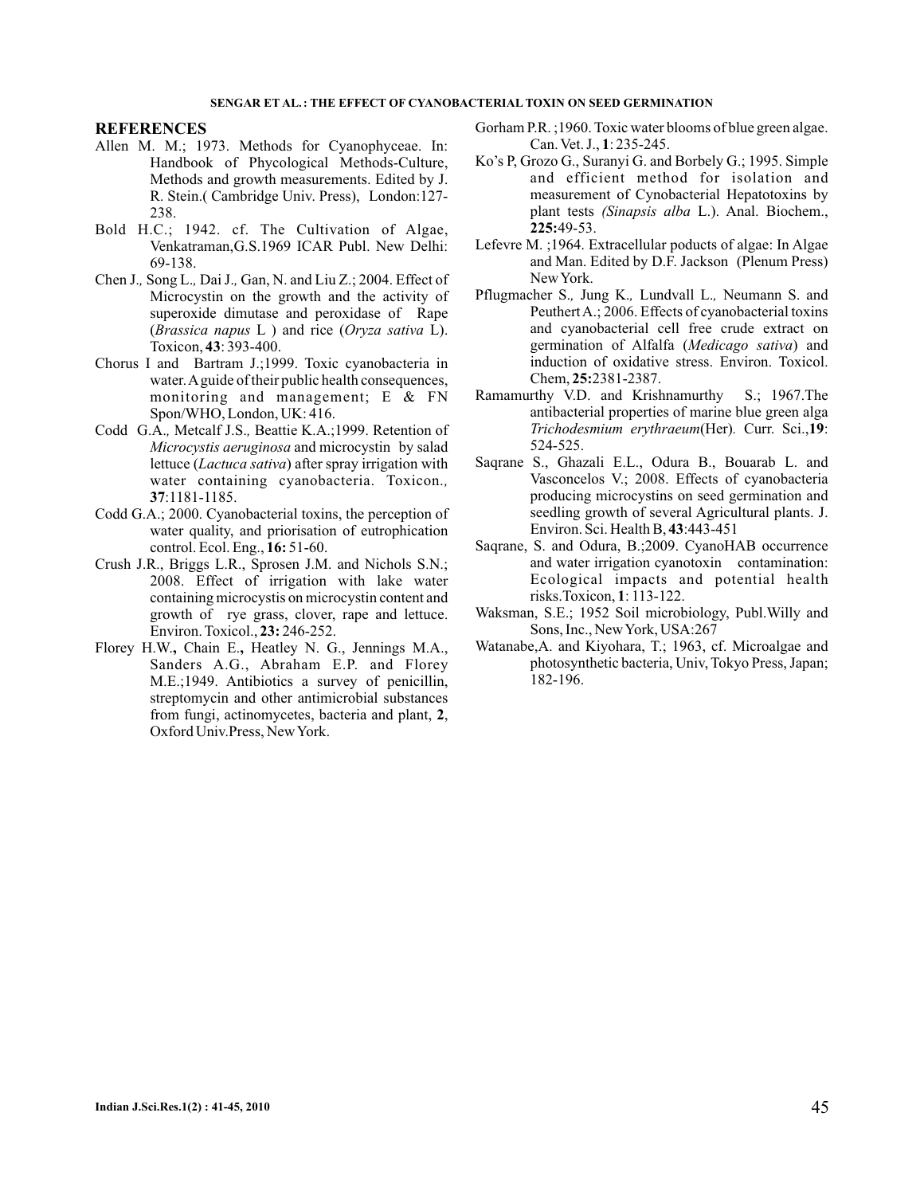## REFERENCES

Allen M. M.; 1973. Methods for Cyanophyceae. In: Handbook of Phycological Methods-Culture, Methods and growth measurements. Edited by J. R. Stein.( Cambridge Univ. Press), London:127-238.

Bold H.C.; 1942. cf. The Cultivation of Algae, Venkatraman,G.S.1969 ICAR Publ. New Delhi: 69-138.

Chen J., Song L., Dai J., Gan, N. and Liu Z.; 2004. Effect of Microcystin on the growth and the activity of superoxide dimutase and peroxidase of Rape (*Brassica napus* L ) and rice (*Oryza sativa* L). Toxicon, **43**: 393-400.

Chorus I and Bartram J.;1999. Toxic cyanobacteria in water. A guide of their public health consequences, monitoring and management; E & FN Spon/WHO, London, UK: 416.

Codd G.A., Metcalf J.S., Beattie K.A.;1999. Retention of *Microcystis aeruginosa* and microcystin by salad lettuce (*Lactuca sativa*) after spray irrigation with water containing cyanobacteria. Toxicon., **37**:1181-1185.

Codd G.A.; 2000. Cyanobacterial toxins, the perception of water quality, and priorisation of eutrophication control. Ecol. Eng., **16:** 51-60.

Crush J.R., Briggs L.R., Sprosen J.M. and Nichols S.N.; 2008. Effect of irrigation with lake water containing microcystis on microcystin content and growth of rye grass, clover, rape and lettuce. Environ. Toxicol., **23:** 246-252.

Florey H.W**.,** Chain E**.,** Heatley N. G., Jennings M.A., Sanders A.G., Abraham E.P. and Florey M.E.;1949. Antibiotics a survey of penicillin, streptomycin and other antimicrobial substances from fungi, actinomycetes, bacteria and plant, **2**, Oxford Univ.Press, New York.

Gorham P.R. ;1960. Toxic water blooms of blue green algae. Can. Vet. J., **1**: 235-245.

Ko's P, Grozo G., Suranyi G. and Borbely G.; 1995. Simple and efficient method for isolation and measurement of Cynobacterial Hepatotoxins by plant tests *(Sinapsis alba* L.). Anal. Biochem., **225:**49-53.

Lefevre M. ;1964. Extracellular poducts of algae: In Algae and Man. Edited by D.F. Jackson (Plenum Press) New York.

Pflugmacher S., Jung K., Lundvall L., Neumann S. and Peuthert A.; 2006. Effects of cyanobacterial toxins and cyanobacterial cell free crude extract on germination of Alfalfa (*Medicago sativa*) and induction of oxidative stress. Environ. Toxicol. Chem, **25:**2381-2387.

Ramamurthy V.D. and Krishnamurthy S.; 1967.The antibacterial properties of marine blue green alga *Trichodesmium erythraeum*(Her). Curr. Sci.,**19**: 524-525.

Saqrane S., Ghazali E.L., Odura B., Bouarab L. and Vasconcelos V.; 2008. Effects of cyanobacteria producing microcystins on seed germination and seedling growth of several Agricultural plants. J. Environ. Sci. Health B, **43**:443-451

Saqrane, S. and Odura, B.;2009. CyanoHAB occurrence and water irrigation cyanotoxin contamination: Ecological impacts and potential health risks.Toxicon, **1**: 113-122.

Waksman, S.E.; 1952 Soil microbiology, Publ.Willy and Sons, Inc., New York, USA:267

Watanabe,A. and Kiyohara, T.; 1963, cf. Microalgae and photosynthetic bacteria, Univ, Tokyo Press, Japan; 182-196.